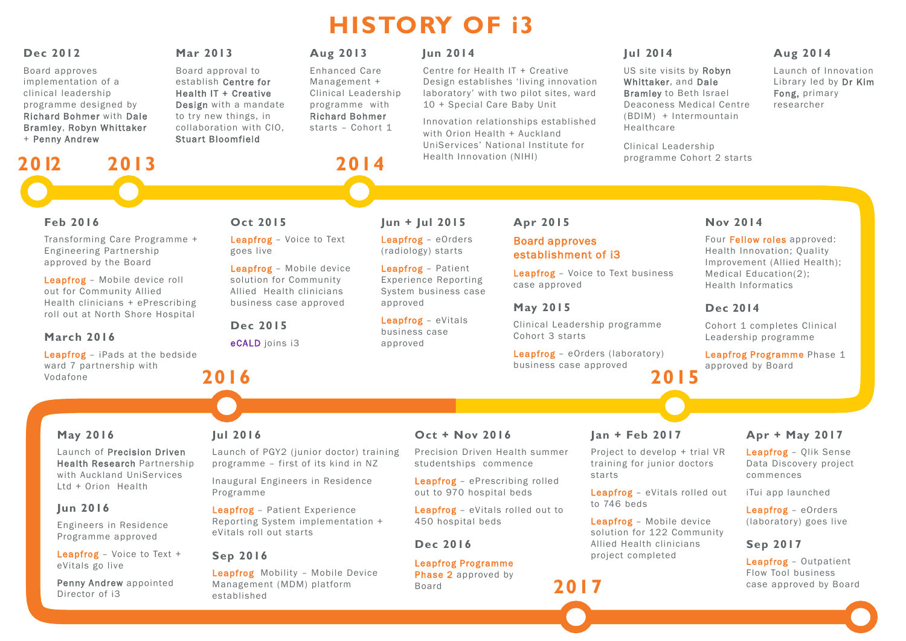# HISTORY OF i3

## 2012

### Dec 2012

Board approves implementation of a clinical leadership programme designed by **Richard Bohmer** with **Dale Bramley**, **Robyn Whittaker** + **Penny Andrew**

## 2013

### Mar 2013

Board approval to establish **Centre for Health IT + Creative Design** with a mandate to try new things, in collaboration with CIO, **Stuart Bloomfield**

### Aug 2013

Enhanced Care Management + Clinical Leadership programme with **Richard Bohmer** starts – Cohort 1

## 2014

### Jun 2014

Centre for Health IT + Creative Design establishes 'living innovation laboratory' with two pilot sites, ward 10 + Special Care Baby Unit

Innovation relationships established with Orion Health + Auckland UniServices' National Institute for Health Innovation (NIHI)

### Jul 2014

US site visits by **Robyn Whittaker**, and **Dale Bramley** to Beth Israel Deaconess Medical Centre (BDIM) + Intermountain Healthcare

Clinical Leadership programme Cohort 2 starts

### Aug 2014

Launch of Innovation Library led by **Dr Kim Fong,** primary researcher

### Nov 2014

Four **Fellow roles** approved: Health Innovation; Quality Improvement (Allied Health); Medical Education(2); Health Informatics

### Dec 2014

Cohort 1 completes Clinical Leadership programme

**Leapfrog Programme** Phase 1 approved by Board

## 2015

### Apr 2015

**Board approves establishment of i3**

**Leapfrog** – Voice to Text business case approved

### May 2015

Clinical Leadership programme Cohort 3 starts

**Leapfrog** – eOrders (laboratory) business case approved

### Jun + Jul 2015

**Leapfrog** – eOrders (radiology) starts

**Leapfrog** – Patient Experience Reporting System business case approved

**Leapfrog** – eVitals business case approved

### Oct 2015

**Leapfrog** – Voice to Text goes live

**Leapfrog** – Mobile device solution for Community Allied Health clinicians business case approved

### Dec 2015

**eCALD** joins i3

## 2016

### Feb 2016

Transforming Care Programme + Engineering Partnership approved by the Board

**Leapfrog** – Mobile device roll out for Community Allied Health clinicians + ePrescribing roll out at North Shore Hospital

### March 2016

**Leapfrog** – iPads at the bedside ward 7 partnership with Vodafone

### May 2016

Launch of **Precision Driven Health Research** Partnership with Auckland UniServices Ltd + Orion Health

### Jun 2016

Engineers in Residence Programme approved

**Leapfrog** – Voice to Text + eVitals go live

**Penny Andrew** appointed Director of i3

### Jul 2016

Launch of PGY2 (junior doctor) training programme – first of its kind in NZ

Inaugural Engineers in Residence Programme

**Leapfrog** – Patient Experience Reporting System implementation + eVitals roll out starts

### Sep 2016

**Leapfrog** Mobility – Mobile Device Management (MDM) platform established

### Oct + Nov 2016

Precision Driven Health summer studentships commence

**Leapfrog** – ePrescribing rolled out to 970 hospital beds

**Leapfrog** – eVitals rolled out to 450 hospital beds

### Dec 2016

**Leapfrog Programme Phase 2** approved by Board

## 2017

### Jan + Feb 2017

Project to develop + trial VR training for junior doctors starts

**Leapfrog** – eVitals rolled out to 746 beds

**Leapfrog** – Mobile device solution for 122 Community Allied Health clinicians project completed

### Apr + May 2017

**Leapfrog** – Qlik Sense Data Discovery project commences

iTui app launched

**Leapfrog** – eOrders (laboratory) goes live

### Sep 2017

**Leapfrog** – Outpatient Flow Tool business case approved by Board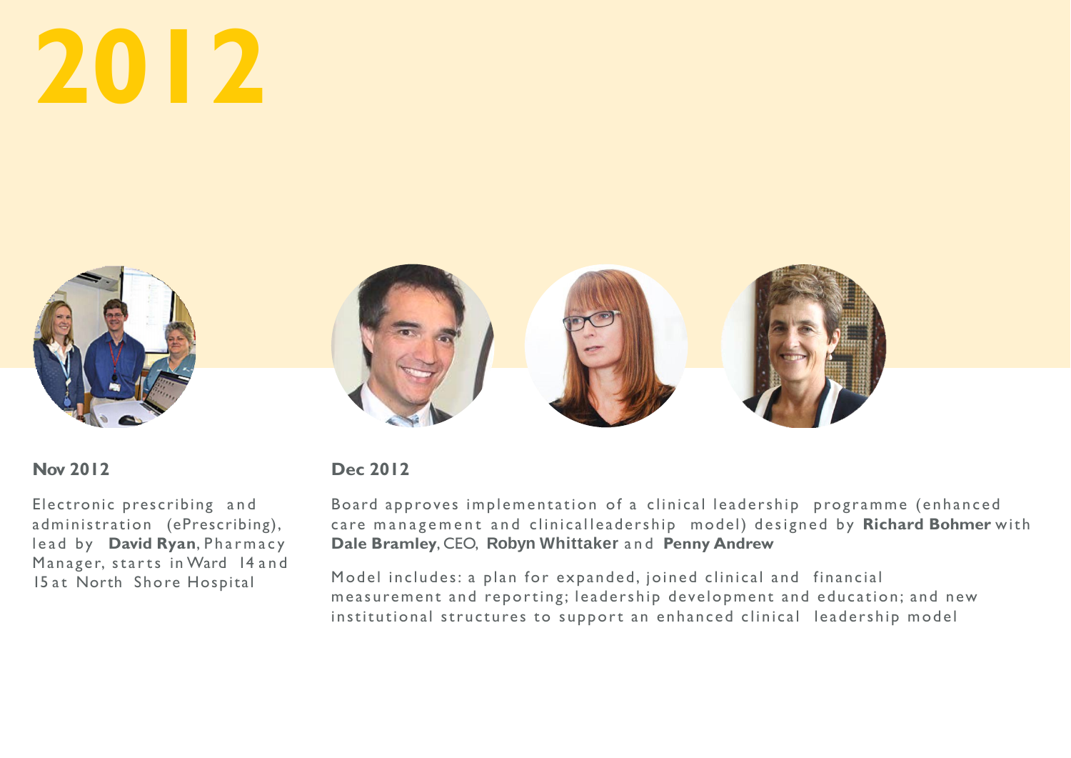# 2012

**Nov 2012**

Electronic prescribing and administration (ePrescribing), lead by **David Ryan**, Pharmacy Manager, starts in Ward 14 and 15 at North Shore Hospital

**Dec 2012**

Board approves implementation of a clinical leadership programme (enhanced care management and clinicalleadership model) designed by **Richard Bohmer** with **Dale Bramley**, CEO, **Robyn Whittaker** and **Penny Andrew**

Model includes: a plan for expanded, joined clinical and financial measurement and reporting; leadership development and education; and new institutional structures to support an enhanced clinical leadership model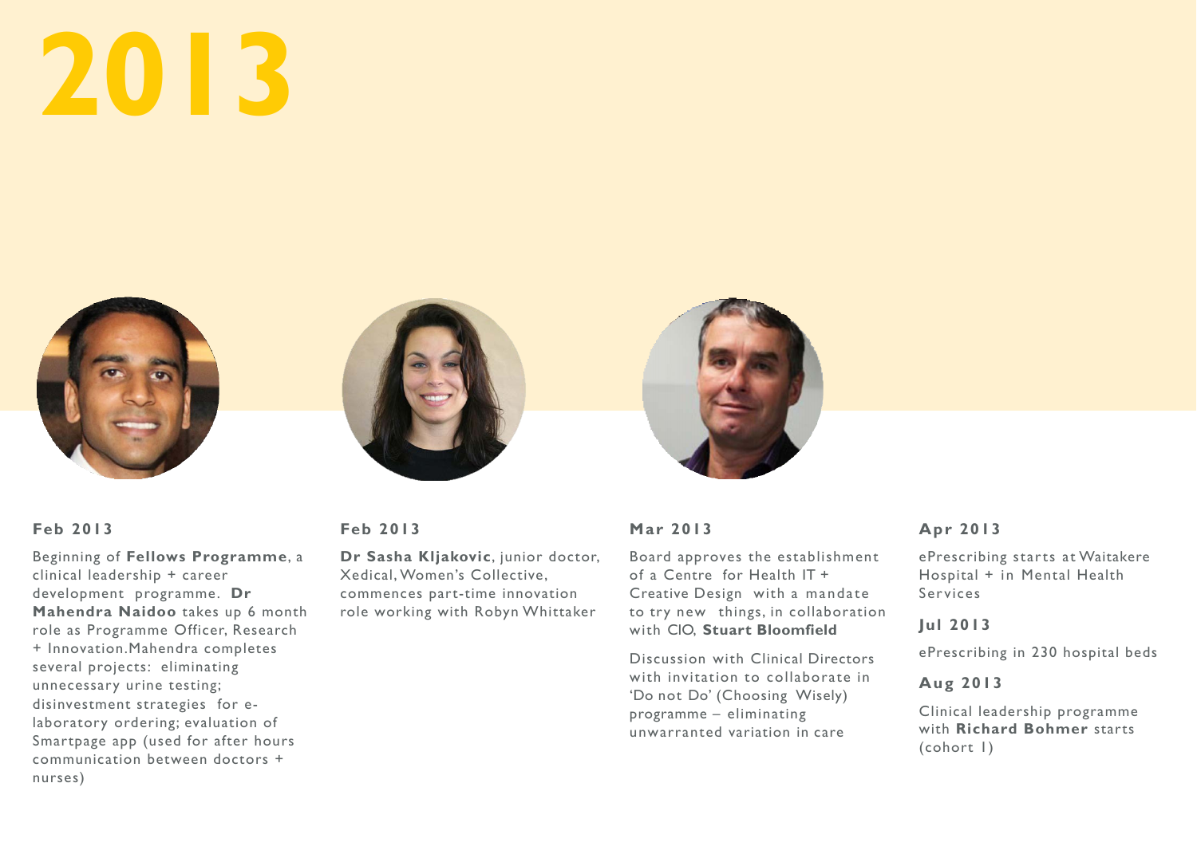# 2013

### Feb 2013

Beginning of **Fellows Programme**, a clinical leadership + career development programme. **Dr Mahendra Naidoo** takes up 6 month role as Programme Officer, Research + Innovation.Mahendra completes several projects: eliminating unnecessary urine testing; disinvestment strategies for e-laboratory ordering; evaluation of Smartpage app (used for after hours communication between doctors + nurses)

### Feb 2013

**Dr Sasha Kljakovic**, junior doctor, Xedical, Women's Collective, commences part-time innovation role working with Robyn Whittaker

### Mar 2013

Board approves the establishment of a Centre for Health IT + Creative Design with a mandate to try new things, in collaboration with CIO, **Stuart Bloomfield**

Discussion with Clinical Directors with invitation to collaborate in 'Do not Do' (Choosing Wisely) programme – eliminating unwarranted variation in care

### Apr 2013

ePrescribing starts at Waitakere Hospital + in Mental Health Services

### Jul 2013

ePrescribing in 230 hospital beds

### Aug 2013

Clinical leadership programme with **Richard Bohmer** starts (cohort 1)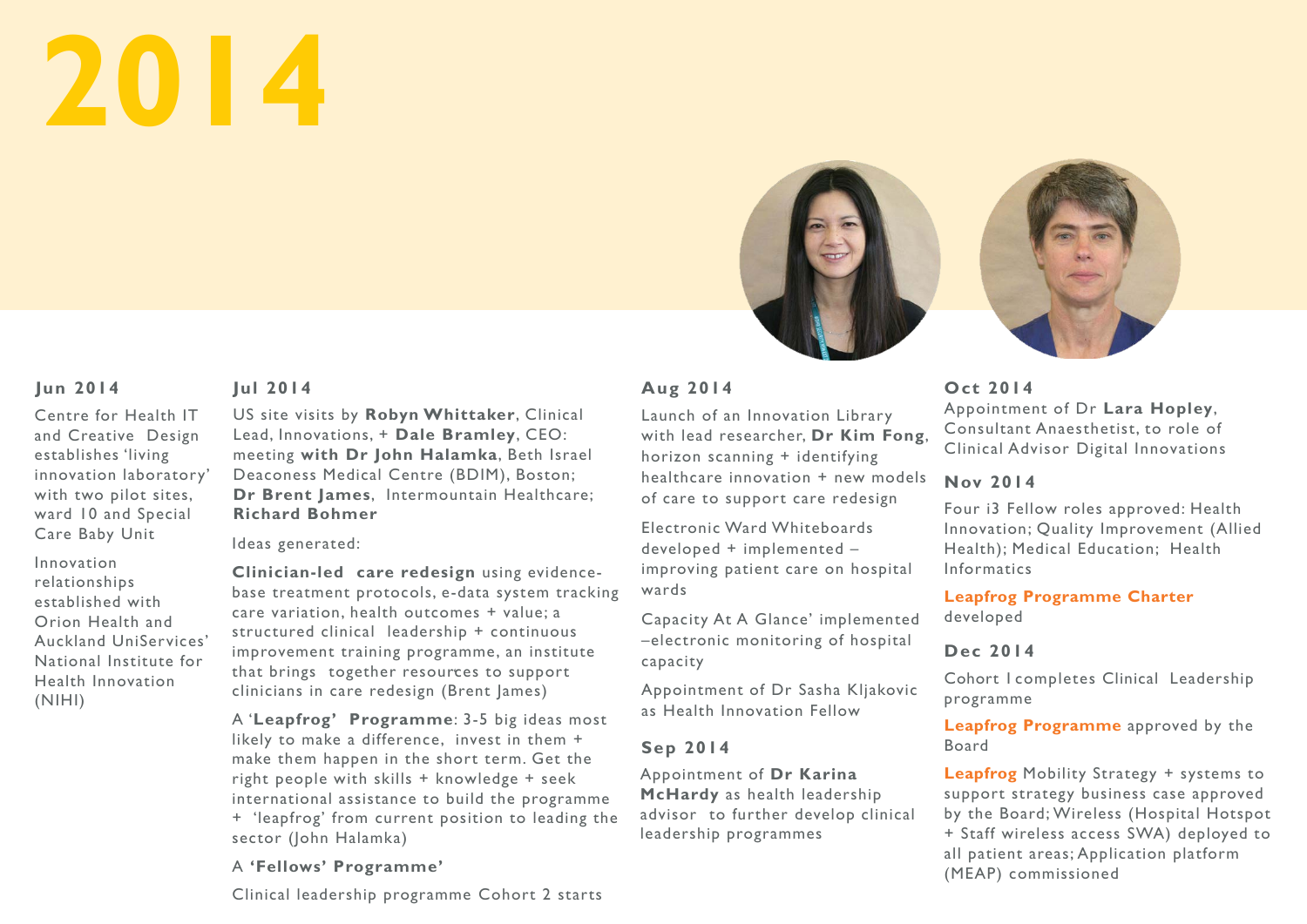# 2014

### Jun 2014

Centre for Health IT and Creative Design establishes 'living innovation laboratory' with two pilot sites, ward 10 and Special Care Baby Unit

Innovation relationships established with Orion Health and Auckland UniServices' National Institute for Health Innovation (NIHI)

### Jul 2014

US site visits by **Robyn Whittaker**, Clinical Lead, Innovations, + **Dale Bramley**, CEO: meeting **with Dr John Halamka**, Beth Israel Deaconess Medical Centre (BDIM), Boston; **Dr Brent James**, Intermountain Healthcare; **Richard Bohmer**

Ideas generated:

**Clinician-led care redesign** using evidence-base treatment protocols, e-data system tracking care variation, health outcomes + value; a structured clinical leadership + continuous improvement training programme, an institute that brings together resources to support clinicians in care redesign (Brent James)

A '**Leapfrog' Programme**: 3-5 big ideas most likely to make a difference, invest in them + make them happen in the short term. Get the right people with skills + knowledge + seek international assistance to build the programme + 'leapfrog' from current position to leading the sector (John Halamka)

A **'Fellows' Programme'**

Clinical leadership programme Cohort 2 starts

### Aug 2014

Launch of an Innovation Library with lead researcher, **Dr Kim Fong**, horizon scanning + identifying healthcare innovation + new models of care to support care redesign

Electronic Ward Whiteboards developed + implemented – improving patient care on hospital wards

Capacity At A Glance' implemented –electronic monitoring of hospital capacity

Appointment of Dr Sasha Kljakovic as Health Innovation Fellow

### Sep 2014

Appointment of **Dr Karina McHardy** as health leadership advisor to further develop clinical leadership programmes

### Oct 2014

Appointment of Dr **Lara Hopley**, Consultant Anaesthetist, to role of Clinical Advisor Digital Innovations

### Nov 2014

Four i3 Fellow roles approved: Health Innovation; Quality Improvement (Allied Health); Medical Education; Health Informatics

**Leapfrog Programme Charter** developed

### Dec 2014

Cohort I completes Clinical Leadership programme

**Leapfrog Programme** approved by the Board

**Leapfrog** Mobility Strategy + systems to support strategy business case approved by the Board; Wireless (Hospital Hotspot + Staff wireless access SWA) deployed to all patient areas; Application platform (MEAP) commissioned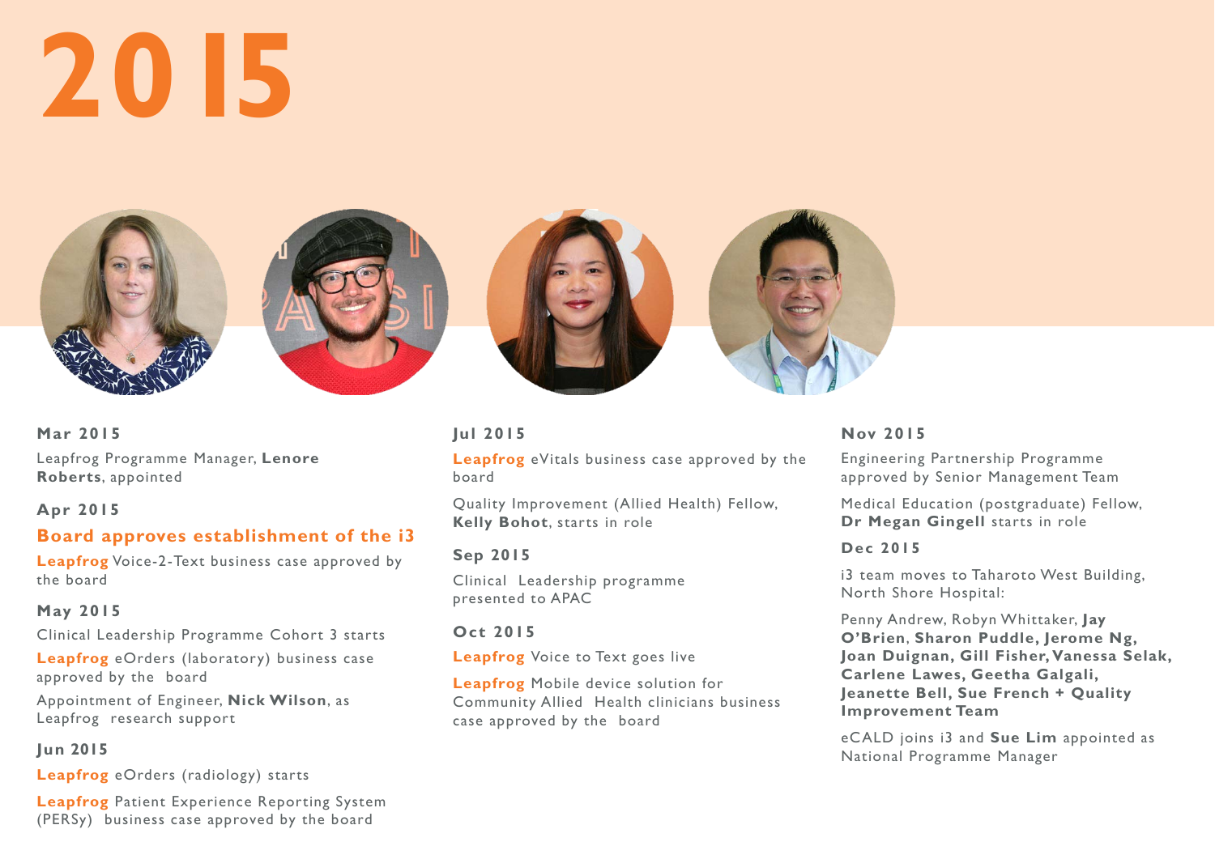# 2015

## Mar 2015

Leapfrog Programme Manager, **Lenore Roberts**, appointed

## Apr 2015

**Board approves establishment of the i3**

**Leapfrog** Voice-2-Text business case approved by the board

## May 2015

Clinical Leadership Programme Cohort 3 starts

**Leapfrog** eOrders (laboratory) business case approved by the board

Appointment of Engineer, **Nick Wilson**, as Leapfrog research support

## Jun 2015

**Leapfrog** eOrders (radiology) starts

**Leapfrog** Patient Experience Reporting System (PERSy) business case approved by the board

## Jul 2015

**Leapfrog** eVitals business case approved by the board

Quality Improvement (Allied Health) Fellow, **Kelly Bohot**, starts in role

## Sep 2015

Clinical Leadership programme presented to APAC

## Oct 2015

**Leapfrog** Voice to Text goes live

**Leapfrog** Mobile device solution for Community Allied Health clinicians business case approved by the board

## Nov 2015

Engineering Partnership Programme approved by Senior Management Team

Medical Education (postgraduate) Fellow, **Dr Megan Gingell** starts in role

## Dec 2015

i3 team moves to Taharoto West Building, North Shore Hospital:

Penny Andrew, Robyn Whittaker, **Jay O'Brien**, **Sharon Puddle, Jerome Ng, Joan Duignan, Gill Fisher, Vanessa Selak, Carlene Lawes, Geetha Galgali, Jeanette Bell, Sue French + Quality Improvement Team**

eCALD joins i3 and **Sue Lim** appointed as National Programme Manager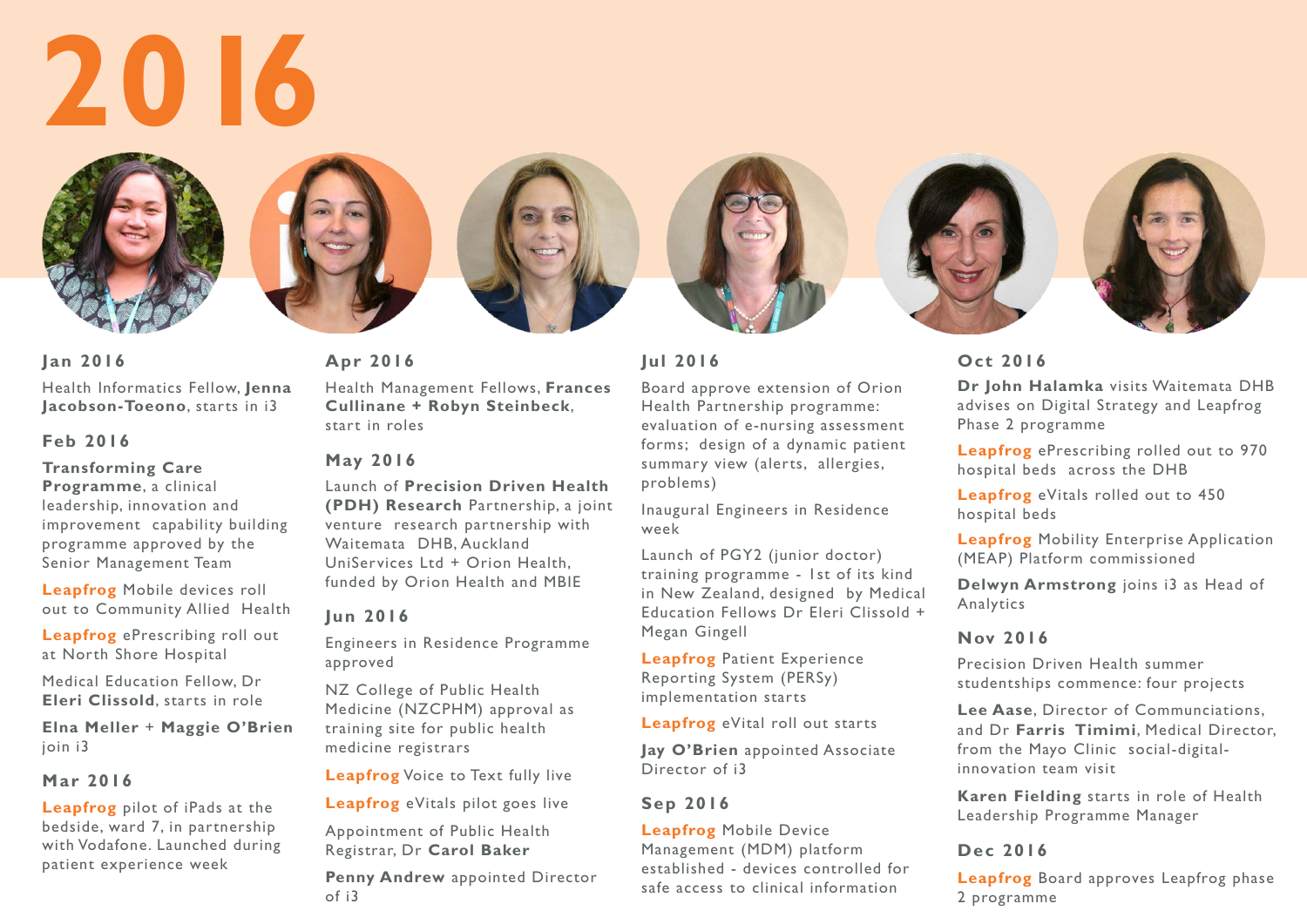# 2016

### Jan 2016

Health Informatics Fellow, **Jenna Jacobson-Toeono**, starts in i3

### Feb 2016

**Transforming Care Programme**, a clinical leadership, innovation and improvement capability building programme approved by the Senior Management Team

**Leapfrog** Mobile devices roll out to Community Allied Health

**Leapfrog** ePrescribing roll out at North Shore Hospital

Medical Education Fellow, Dr **Eleri Clissold**, starts in role

**Elna Meller** + **Maggie O'Brien** join i3

### Mar 2016

**Leapfrog** pilot of iPads at the bedside, ward 7, in partnership with Vodafone. Launched during patient experience week

### Apr 2016

Health Management Fellows, **Frances Cullinane + Robyn Steinbeck**, start in roles

### May 2016

Launch of **Precision Driven Health (PDH) Research** Partnership, a joint venture research partnership with Waitemata DHB, Auckland UniServices Ltd + Orion Health, funded by Orion Health and MBIE

### Jun 2016

Engineers in Residence Programme approved

NZ College of Public Health Medicine (NZCPHM) approval as training site for public health medicine registrars

**Leapfrog** Voice to Text fully live

**Leapfrog** eVitals pilot goes live

Appointment of Public Health Registrar, Dr **Carol Baker**

**Penny Andrew** appointed Director of i3

### Jul 2016

Board approve extension of Orion Health Partnership programme: evaluation of e-nursing assessment forms; design of a dynamic patient summary view (alerts, allergies, problems)

Inaugural Engineers in Residence week

Launch of PGY2 (junior doctor) training programme - 1st of its kind in New Zealand, designed by Medical Education Fellows Dr Eleri Clissold + Megan Gingell

**Leapfrog** Patient Experience Reporting System (PERSy) implementation starts

**Leapfrog** eVital roll out starts

**Jay O'Brien** appointed Associate Director of i3

### Sep 2016

**Leapfrog** Mobile Device Management (MDM) platform established - devices controlled for safe access to clinical information

### Oct 2016

**Dr John Halamka** visits Waitemata DHB advises on Digital Strategy and Leapfrog Phase 2 programme

**Leapfrog** ePrescribing rolled out to 970 hospital beds across the DHB

**Leapfrog** eVitals rolled out to 450 hospital beds

**Leapfrog** Mobility Enterprise Application (MEAP) Platform commissioned

**Delwyn Armstrong** joins i3 as Head of Analytics

### Nov 2016

Precision Driven Health summer studentships commence: four projects

**Lee Aase**, Director of Communciations, and Dr **Farris Timimi**, Medical Director, from the Mayo Clinic social-digital-innovation team visit

**Karen Fielding** starts in role of Health Leadership Programme Manager

### Dec 2016

**Leapfrog** Board approves Leapfrog phase 2 programme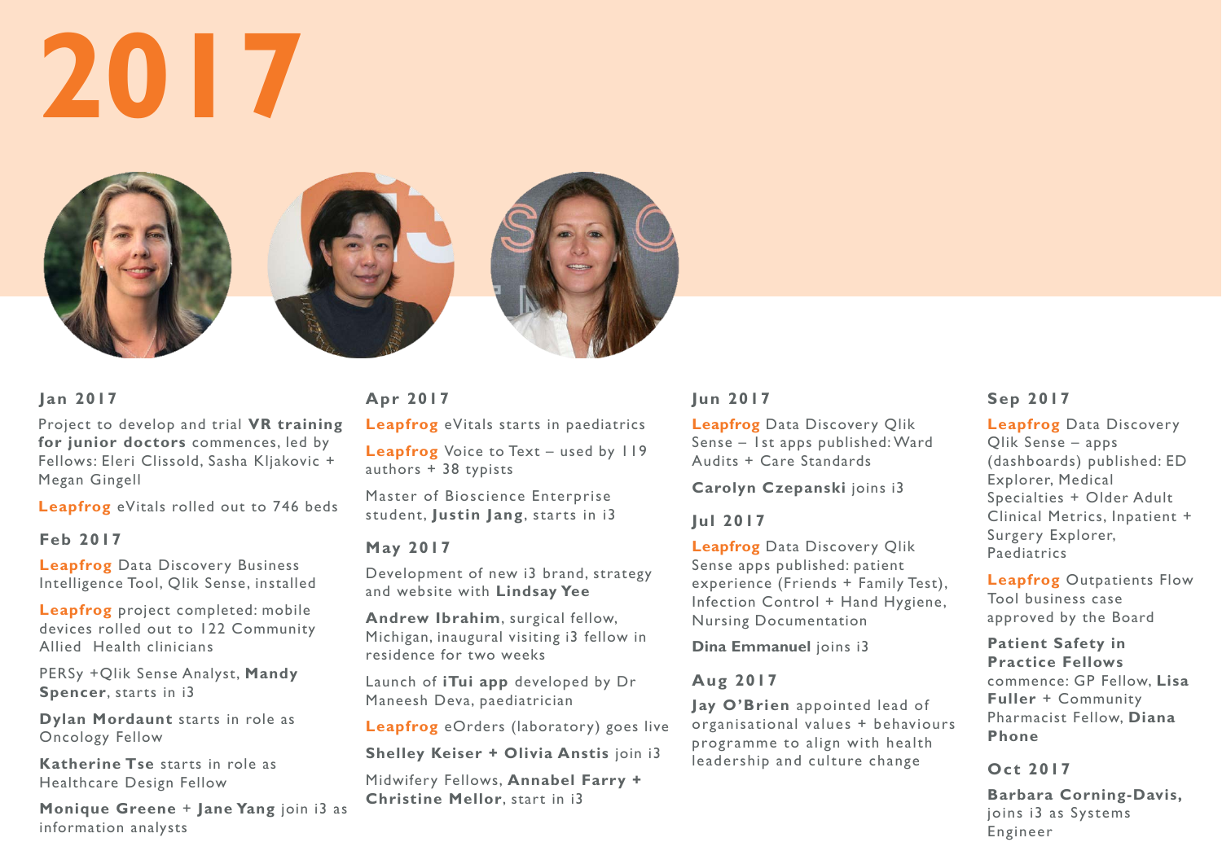# 2017

### Jan 2017

Project to develop and trial **VR training for junior doctors** commences, led by Fellows: Eleri Clissold, Sasha Kljakovic + Megan Gingell

**Leapfrog** eVitals rolled out to 746 beds

### Feb 2017

**Leapfrog** Data Discovery Business Intelligence Tool, Qlik Sense, installed

**Leapfrog** project completed: mobile devices rolled out to 122 Community Allied Health clinicians

PERSy +Qlik Sense Analyst, **Mandy Spencer**, starts in i3

**Dylan Mordaunt** starts in role as Oncology Fellow

**Katherine Tse** starts in role as Healthcare Design Fellow

**Monique Greene** + **Jane Yang** join i3 as information analysts

### Apr 2017

**Leapfrog** eVitals starts in paediatrics

**Leapfrog** Voice to Text – used by 119 authors + 38 typists

Master of Bioscience Enterprise student, **Justin Jang**, starts in i3

### May 2017

Development of new i3 brand, strategy and website with **Lindsay Yee**

**Andrew Ibrahim**, surgical fellow, Michigan, inaugural visiting i3 fellow in residence for two weeks

Launch of **iTui app** developed by Dr Maneesh Deva, paediatrician

**Leapfrog** eOrders (laboratory) goes live

**Shelley Keiser + Olivia Anstis** join i3

Midwifery Fellows, **Annabel Farry + Christine Mellor**, start in i3

### Jun 2017

**Leapfrog** Data Discovery Qlik Sense – 1st apps published: Ward Audits + Care Standards

**Carolyn Czepanski** joins i3

### Jul 2017

**Leapfrog** Data Discovery Qlik Sense apps published: patient experience (Friends + Family Test), Infection Control + Hand Hygiene, Nursing Documentation

**Dina Emmanuel** joins i3

### Aug 2017

**Jay O'Brien** appointed lead of organisational values + behaviours programme to align with health leadership and culture change

### Sep 2017

**Leapfrog** Data Discovery Qlik Sense – apps (dashboards) published: ED Explorer, Medical Specialties + Older Adult Clinical Metrics, Inpatient + Surgery Explorer, Paediatrics

**Leapfrog** Outpatients Flow Tool business case approved by the Board

**Patient Safety in Practice Fellows** commence: GP Fellow, **Lisa Fuller** + Community Pharmacist Fellow, **Diana Phone**

### Oct 2017

**Barbara Corning-Davis,** joins i3 as Systems Engineer